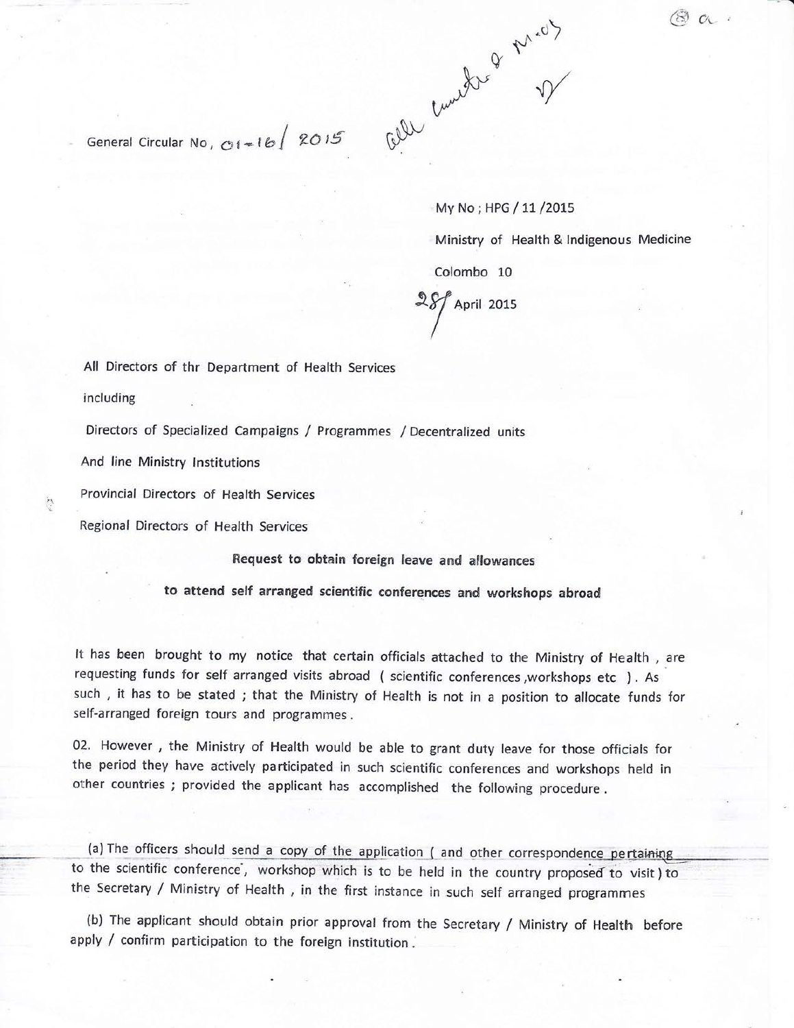General Circular No, 01-16/ 2015

My No ; HPG / 11 /2015

Ministry of Health & Indigenous Medicine

Colombo 10

28 April 2015

All Directors of thr Department of Health Services

including

Directors of Specialized Campaigns / Programmes / Decentralized units

And line Ministry Institutions

Provincial Directors of Health Services

Regional Directors of Health Services

**Request to obtain foreign leave and allowances**

**to attend self arranged scientific conferences and workshops abroad**

It has been brought to my notice that certain officials attached to the Ministry of Health , are requesting funds for self arranged visits abroad ( scientific conferences ,workshops etc ). As such , it has to be stated ; that the Ministry of Health is not in a position to allocate funds for self-arranged foreign tours and programmes .

02. However , the Ministry of Health would be able to grant duty leave for those officials for the period they have actively participated in such scientific conferences and workshops held in other countries ; provided the applicant has accomplished the following procedure .

(a) The officers should send a copy of the application ( and other correspondence pertaining to the scientific conference, workshop which is to be held in the country proposed to visit ) to the Secretary / Ministry of Health , in the first instance in such self arranged programmes

(b) The applicant should obtain prior approval from the Secretary / Ministry of Health before apply / confirm participation to the foreign institution .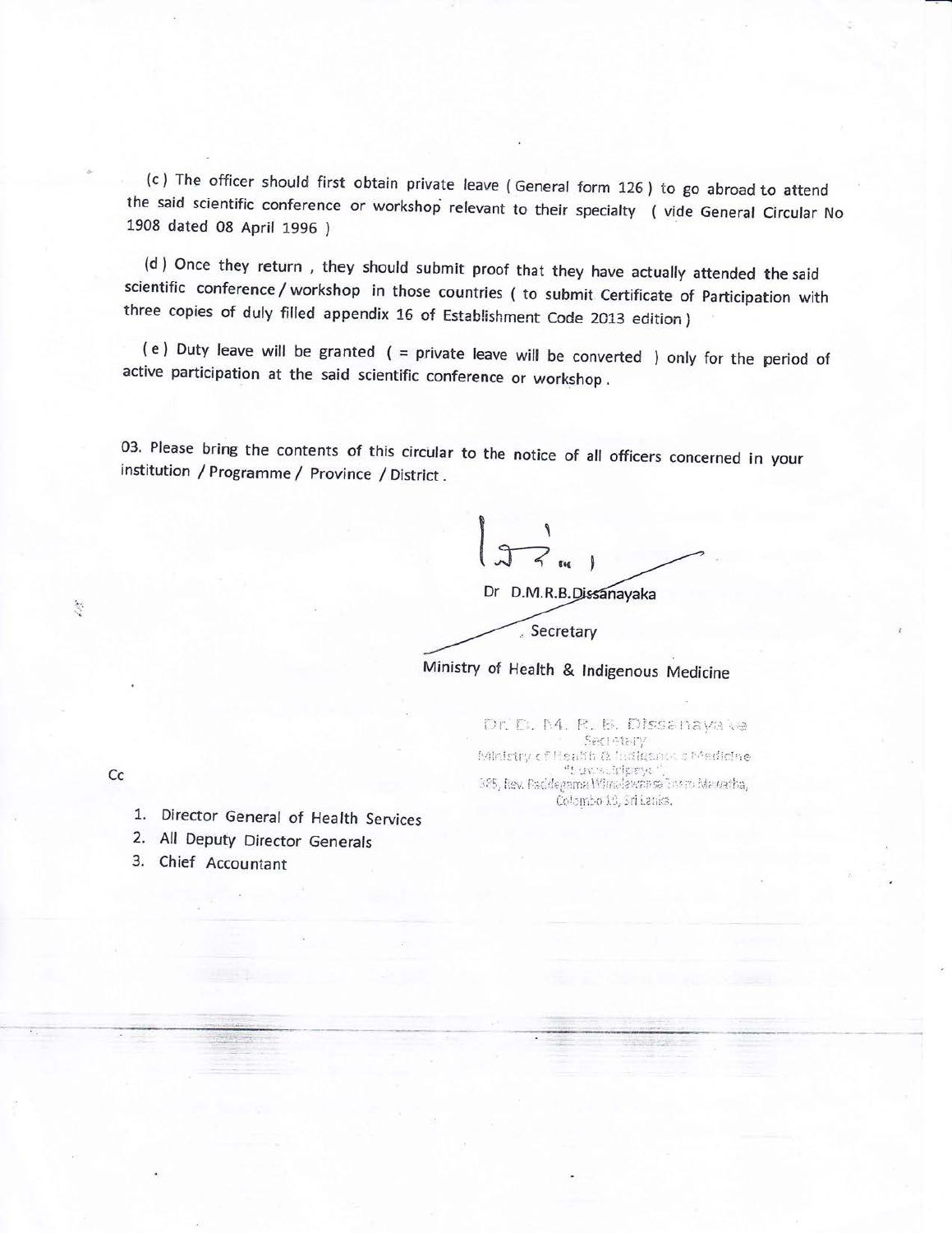(c) The officer should first obtain private leave ( General form 126 ) to go abroad to attend the said scientific conference or workshop relevant to their specialty ( vide General Circular No 1908 dated 08 April 1996 )

(d) Once they return , they should submit proof that they have actually attended the said scientific conference / workshop in those countries ( to submit Certificate of Participation with three copies of duly filled appendix 16 of Establishment Code 2013 edition )

(e) Duty leave will be granted ( = private leave will be converted ) only for the period of active participation at the said scientific conference or workshop .

03. Please bring the contents of this circular to the notice of all officers concerned in your institution / Programme / Province / District .

Dr D.M.R.B.Dissanayaka

Secretary

Ministry of Health & Indigenous Medicine

Dr. D. M. R. B. Dissanayake
Secretary
Ministry of Health & Indigenous Medicine
"Suwasiripaya",
385, Rev. Baddegama Wimalawansa Thero Mawatha,
Colombo 10, Sri Lanka.

Cc

1. Director General of Health Services
2. All Deputy Director Generals
3. Chief Accountant